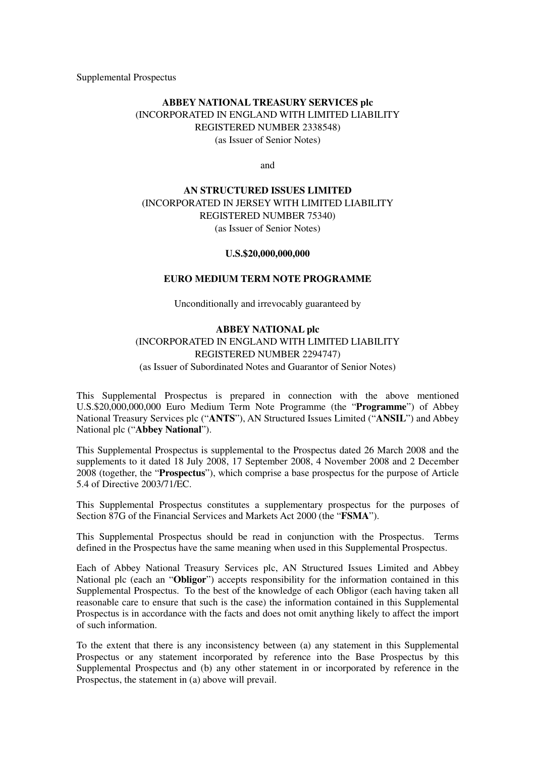Supplemental Prospectus

**ABBEY NATIONAL TREASURY SERVICES plc**
(INCORPORATED IN ENGLAND WITH LIMITED LIABILITY
REGISTERED NUMBER 2338548)
(as Issuer of Senior Notes)

and

**AN STRUCTURED ISSUES LIMITED**
(INCORPORATED IN JERSEY WITH LIMITED LIABILITY
REGISTERED NUMBER 75340)
(as Issuer of Senior Notes)

**U.S.$20,000,000,000**

**EURO MEDIUM TERM NOTE PROGRAMME**

Unconditionally and irrevocably guaranteed by

**ABBEY NATIONAL plc**
(INCORPORATED IN ENGLAND WITH LIMITED LIABILITY
REGISTERED NUMBER 2294747)
(as Issuer of Subordinated Notes and Guarantor of Senior Notes)

This Supplemental Prospectus is prepared in connection with the above mentioned U.S.$20,000,000,000 Euro Medium Term Note Programme (the "**Programme**") of Abbey National Treasury Services plc ("**ANTS**"), AN Structured Issues Limited ("**ANSIL**") and Abbey National plc ("**Abbey National**").

This Supplemental Prospectus is supplemental to the Prospectus dated 26 March 2008 and the supplements to it dated 18 July 2008, 17 September 2008, 4 November 2008 and 2 December 2008 (together, the "**Prospectus**"), which comprise a base prospectus for the purpose of Article 5.4 of Directive 2003/71/EC.

This Supplemental Prospectus constitutes a supplementary prospectus for the purposes of Section 87G of the Financial Services and Markets Act 2000 (the "**FSMA**").

This Supplemental Prospectus should be read in conjunction with the Prospectus. Terms defined in the Prospectus have the same meaning when used in this Supplemental Prospectus.

Each of Abbey National Treasury Services plc, AN Structured Issues Limited and Abbey National plc (each an "**Obligor**") accepts responsibility for the information contained in this Supplemental Prospectus. To the best of the knowledge of each Obligor (each having taken all reasonable care to ensure that such is the case) the information contained in this Supplemental Prospectus is in accordance with the facts and does not omit anything likely to affect the import of such information.

To the extent that there is any inconsistency between (a) any statement in this Supplemental Prospectus or any statement incorporated by reference into the Base Prospectus by this Supplemental Prospectus and (b) any other statement in or incorporated by reference in the Prospectus, the statement in (a) above will prevail.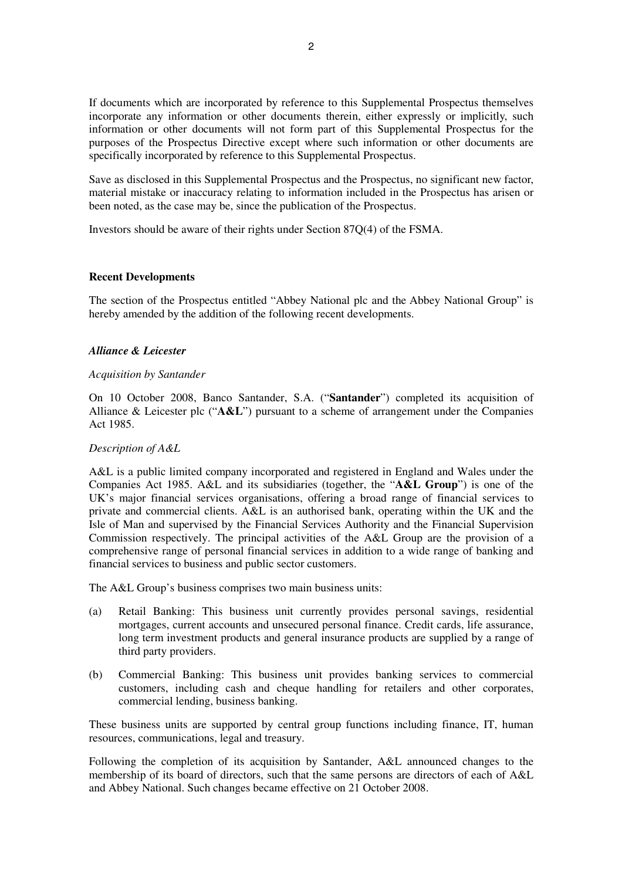If documents which are incorporated by reference to this Supplemental Prospectus themselves incorporate any information or other documents therein, either expressly or implicitly, such information or other documents will not form part of this Supplemental Prospectus for the purposes of the Prospectus Directive except where such information or other documents are specifically incorporated by reference to this Supplemental Prospectus.

Save as disclosed in this Supplemental Prospectus and the Prospectus, no significant new factor, material mistake or inaccuracy relating to information included in the Prospectus has arisen or been noted, as the case may be, since the publication of the Prospectus.

Investors should be aware of their rights under Section 87Q(4) of the FSMA.

**Recent Developments**

The section of the Prospectus entitled "Abbey National plc and the Abbey National Group" is hereby amended by the addition of the following recent developments.

***Alliance & Leicester***

*Acquisition by Santander*

On 10 October 2008, Banco Santander, S.A. ("**Santander**") completed its acquisition of Alliance & Leicester plc ("**A&L**") pursuant to a scheme of arrangement under the Companies Act 1985.

*Description of A&L*

A&L is a public limited company incorporated and registered in England and Wales under the Companies Act 1985. A&L and its subsidiaries (together, the "**A&L Group**") is one of the UK's major financial services organisations, offering a broad range of financial services to private and commercial clients. A&L is an authorised bank, operating within the UK and the Isle of Man and supervised by the Financial Services Authority and the Financial Supervision Commission respectively. The principal activities of the A&L Group are the provision of a comprehensive range of personal financial services in addition to a wide range of banking and financial services to business and public sector customers.

The A&L Group's business comprises two main business units:

(a) Retail Banking: This business unit currently provides personal savings, residential mortgages, current accounts and unsecured personal finance. Credit cards, life assurance, long term investment products and general insurance products are supplied by a range of third party providers.

(b) Commercial Banking: This business unit provides banking services to commercial customers, including cash and cheque handling for retailers and other corporates, commercial lending, business banking.

These business units are supported by central group functions including finance, IT, human resources, communications, legal and treasury.

Following the completion of its acquisition by Santander, A&L announced changes to the membership of its board of directors, such that the same persons are directors of each of A&L and Abbey National. Such changes became effective on 21 October 2008.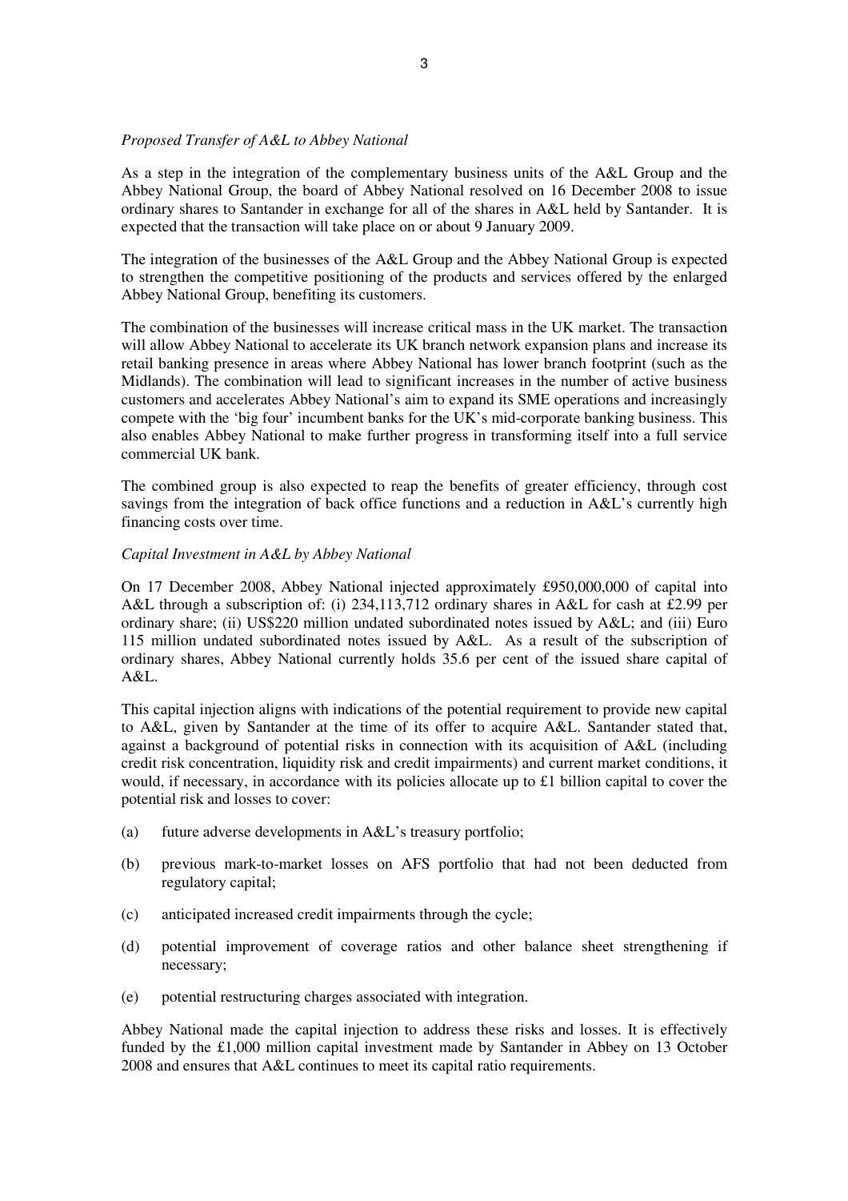*Proposed Transfer of A&L to Abbey National*

As a step in the integration of the complementary business units of the A&L Group and the Abbey National Group, the board of Abbey National resolved on 16 December 2008 to issue ordinary shares to Santander in exchange for all of the shares in A&L held by Santander. It is expected that the transaction will take place on or about 9 January 2009.

The integration of the businesses of the A&L Group and the Abbey National Group is expected to strengthen the competitive positioning of the products and services offered by the enlarged Abbey National Group, benefiting its customers.

The combination of the businesses will increase critical mass in the UK market. The transaction will allow Abbey National to accelerate its UK branch network expansion plans and increase its retail banking presence in areas where Abbey National has lower branch footprint (such as the Midlands). The combination will lead to significant increases in the number of active business customers and accelerates Abbey National's aim to expand its SME operations and increasingly compete with the 'big four' incumbent banks for the UK's mid-corporate banking business. This also enables Abbey National to make further progress in transforming itself into a full service commercial UK bank.

The combined group is also expected to reap the benefits of greater efficiency, through cost savings from the integration of back office functions and a reduction in A&L's currently high financing costs over time.

*Capital Investment in A&L by Abbey National*

On 17 December 2008, Abbey National injected approximately £950,000,000 of capital into A&L through a subscription of: (i) 234,113,712 ordinary shares in A&L for cash at £2.99 per ordinary share; (ii) US$220 million undated subordinated notes issued by A&L; and (iii) Euro 115 million undated subordinated notes issued by A&L. As a result of the subscription of ordinary shares, Abbey National currently holds 35.6 per cent of the issued share capital of A&L.

This capital injection aligns with indications of the potential requirement to provide new capital to A&L, given by Santander at the time of its offer to acquire A&L. Santander stated that, against a background of potential risks in connection with its acquisition of A&L (including credit risk concentration, liquidity risk and credit impairments) and current market conditions, it would, if necessary, in accordance with its policies allocate up to £1 billion capital to cover the potential risk and losses to cover:

(a) future adverse developments in A&L's treasury portfolio;

(b) previous mark-to-market losses on AFS portfolio that had not been deducted from regulatory capital;

(c) anticipated increased credit impairments through the cycle;

(d) potential improvement of coverage ratios and other balance sheet strengthening if necessary;

(e) potential restructuring charges associated with integration.

Abbey National made the capital injection to address these risks and losses. It is effectively funded by the £1,000 million capital investment made by Santander in Abbey on 13 October 2008 and ensures that A&L continues to meet its capital ratio requirements.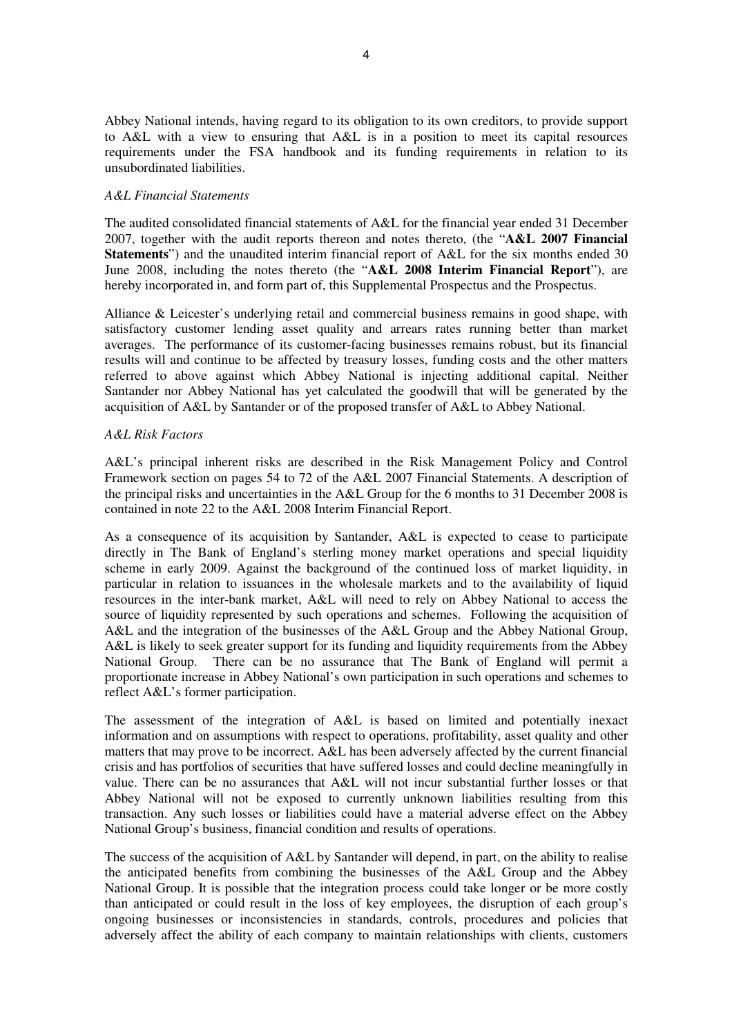Abbey National intends, having regard to its obligation to its own creditors, to provide support to A&L with a view to ensuring that A&L is in a position to meet its capital resources requirements under the FSA handbook and its funding requirements in relation to its unsubordinated liabilities.

*A&L Financial Statements*

The audited consolidated financial statements of A&L for the financial year ended 31 December 2007, together with the audit reports thereon and notes thereto, (the "**A&L 2007 Financial Statements**") and the unaudited interim financial report of A&L for the six months ended 30 June 2008, including the notes thereto (the "**A&L 2008 Interim Financial Report**"), are hereby incorporated in, and form part of, this Supplemental Prospectus and the Prospectus.

Alliance & Leicester's underlying retail and commercial business remains in good shape, with satisfactory customer lending asset quality and arrears rates running better than market averages. The performance of its customer-facing businesses remains robust, but its financial results will and continue to be affected by treasury losses, funding costs and the other matters referred to above against which Abbey National is injecting additional capital. Neither Santander nor Abbey National has yet calculated the goodwill that will be generated by the acquisition of A&L by Santander or of the proposed transfer of A&L to Abbey National.

*A&L Risk Factors*

A&L's principal inherent risks are described in the Risk Management Policy and Control Framework section on pages 54 to 72 of the A&L 2007 Financial Statements. A description of the principal risks and uncertainties in the A&L Group for the 6 months to 31 December 2008 is contained in note 22 to the A&L 2008 Interim Financial Report.

As a consequence of its acquisition by Santander, A&L is expected to cease to participate directly in The Bank of England's sterling money market operations and special liquidity scheme in early 2009. Against the background of the continued loss of market liquidity, in particular in relation to issuances in the wholesale markets and to the availability of liquid resources in the inter-bank market, A&L will need to rely on Abbey National to access the source of liquidity represented by such operations and schemes. Following the acquisition of A&L and the integration of the businesses of the A&L Group and the Abbey National Group, A&L is likely to seek greater support for its funding and liquidity requirements from the Abbey National Group. There can be no assurance that The Bank of England will permit a proportionate increase in Abbey National's own participation in such operations and schemes to reflect A&L's former participation.

The assessment of the integration of A&L is based on limited and potentially inexact information and on assumptions with respect to operations, profitability, asset quality and other matters that may prove to be incorrect. A&L has been adversely affected by the current financial crisis and has portfolios of securities that have suffered losses and could decline meaningfully in value. There can be no assurances that A&L will not incur substantial further losses or that Abbey National will not be exposed to currently unknown liabilities resulting from this transaction. Any such losses or liabilities could have a material adverse effect on the Abbey National Group's business, financial condition and results of operations.

The success of the acquisition of A&L by Santander will depend, in part, on the ability to realise the anticipated benefits from combining the businesses of the A&L Group and the Abbey National Group. It is possible that the integration process could take longer or be more costly than anticipated or could result in the loss of key employees, the disruption of each group's ongoing businesses or inconsistencies in standards, controls, procedures and policies that adversely affect the ability of each company to maintain relationships with clients, customers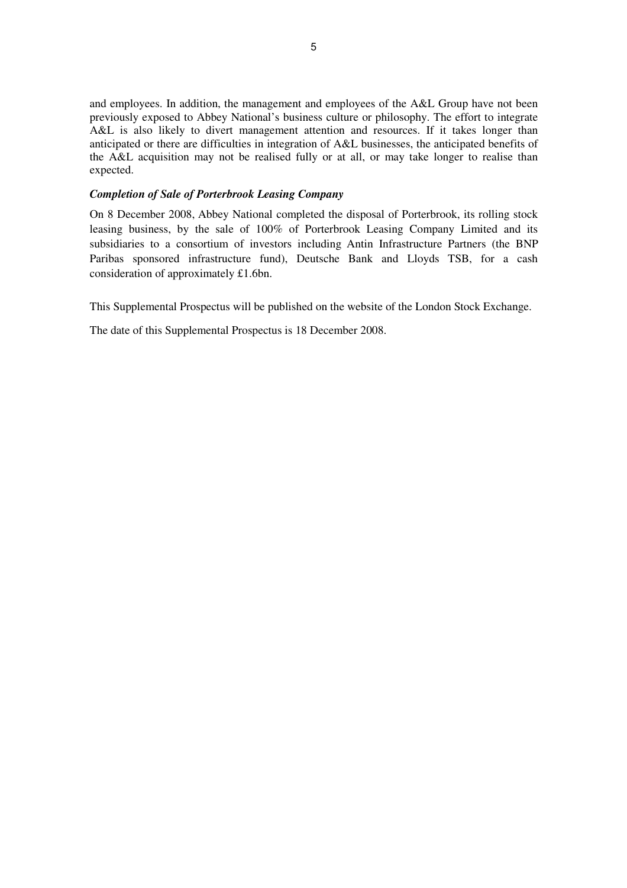and employees. In addition, the management and employees of the A&L Group have not been previously exposed to Abbey National's business culture or philosophy. The effort to integrate A&L is also likely to divert management attention and resources. If it takes longer than anticipated or there are difficulties in integration of A&L businesses, the anticipated benefits of the A&L acquisition may not be realised fully or at all, or may take longer to realise than expected.

***Completion of Sale of Porterbrook Leasing Company***

On 8 December 2008, Abbey National completed the disposal of Porterbrook, its rolling stock leasing business, by the sale of 100% of Porterbrook Leasing Company Limited and its subsidiaries to a consortium of investors including Antin Infrastructure Partners (the BNP Paribas sponsored infrastructure fund), Deutsche Bank and Lloyds TSB, for a cash consideration of approximately £1.6bn.

This Supplemental Prospectus will be published on the website of the London Stock Exchange.

The date of this Supplemental Prospectus is 18 December 2008.